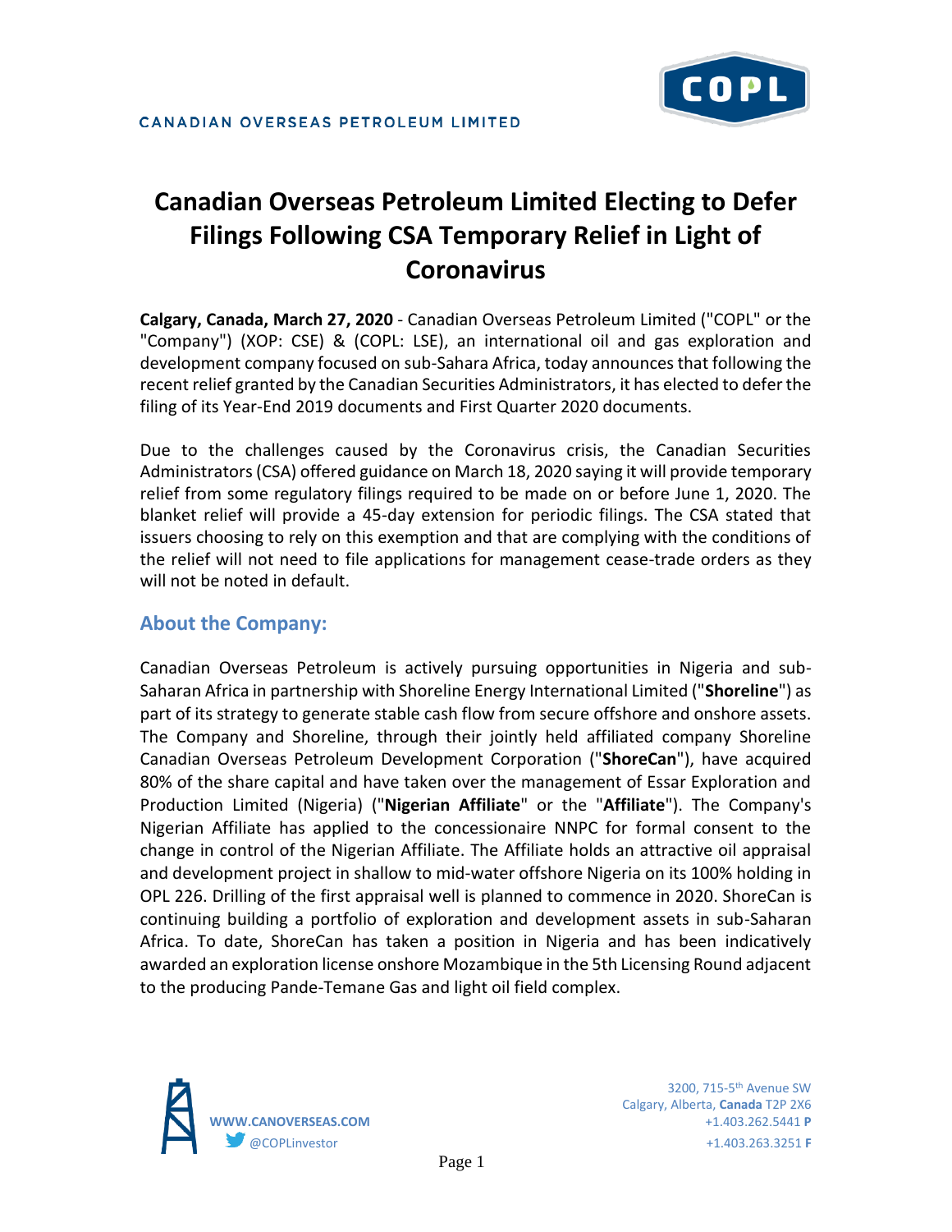CANADIAN OVERSEAS PETROLEUM LIMITED

# Canadian Overseas Petroleum Limited Electing to Defer Filings Following CSA Temporary Relief in Light of Coronavirus

**Calgary, Canada, March 27, 2020** - Canadian Overseas Petroleum Limited ("COPL" or the "Company") (XOP: CSE) & (COPL: LSE), an international oil and gas exploration and development company focused on sub-Sahara Africa, today announces that following the recent relief granted by the Canadian Securities Administrators, it has elected to defer the filing of its Year-End 2019 documents and First Quarter 2020 documents.

Due to the challenges caused by the Coronavirus crisis, the Canadian Securities Administrators (CSA) offered guidance on March 18, 2020 saying it will provide temporary relief from some regulatory filings required to be made on or before June 1, 2020. The blanket relief will provide a 45-day extension for periodic filings. The CSA stated that issuers choosing to rely on this exemption and that are complying with the conditions of the relief will not need to file applications for management cease-trade orders as they will not be noted in default.

## About the Company:

Canadian Overseas Petroleum is actively pursuing opportunities in Nigeria and sub-Saharan Africa in partnership with Shoreline Energy International Limited ("**Shoreline**") as part of its strategy to generate stable cash flow from secure offshore and onshore assets. The Company and Shoreline, through their jointly held affiliated company Shoreline Canadian Overseas Petroleum Development Corporation ("**ShoreCan**"), have acquired 80% of the share capital and have taken over the management of Essar Exploration and Production Limited (Nigeria) ("**Nigerian Affiliate**" or the "**Affiliate**"). The Company's Nigerian Affiliate has applied to the concessionaire NNPC for formal consent to the change in control of the Nigerian Affiliate. The Affiliate holds an attractive oil appraisal and development project in shallow to mid-water offshore Nigeria on its 100% holding in OPL 226. Drilling of the first appraisal well is planned to commence in 2020. ShoreCan is continuing building a portfolio of exploration and development assets in sub-Saharan Africa. To date, ShoreCan has taken a position in Nigeria and has been indicatively awarded an exploration license onshore Mozambique in the 5th Licensing Round adjacent to the producing Pande-Temane Gas and light oil field complex.

WWW.CANOVERSEAS.COM
@COPLinvestor

3200, 715-5th Avenue SW
Calgary, Alberta, **Canada** T2P 2X6
+1.403.262.5441 **P**
+1.403.263.3251 **F**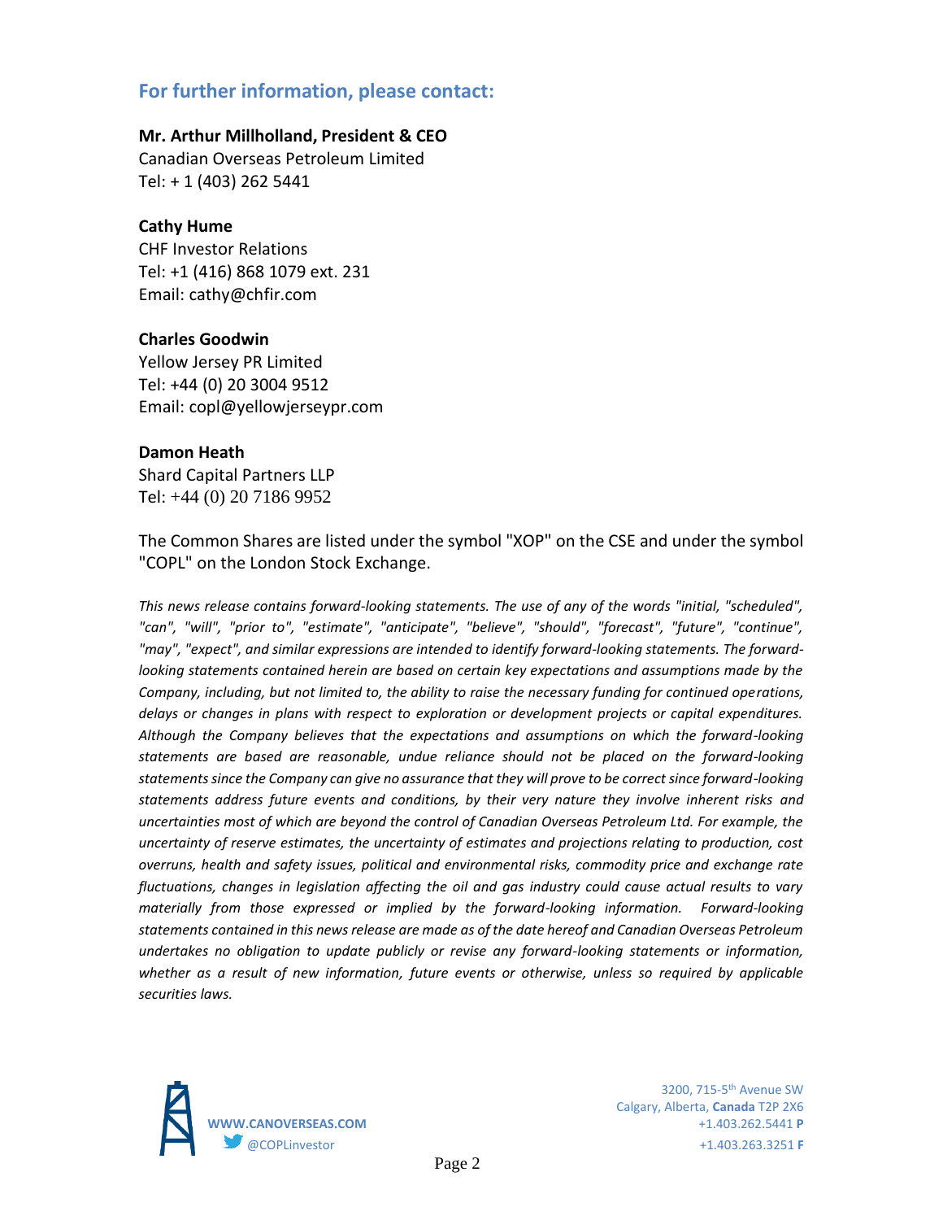## For further information, please contact:

**Mr. Arthur Millholland, President & CEO**
Canadian Overseas Petroleum Limited
Tel: + 1 (403) 262 5441

**Cathy Hume**
CHF Investor Relations
Tel: +1 (416) 868 1079 ext. 231
Email: cathy@chfir.com

**Charles Goodwin**
Yellow Jersey PR Limited
Tel: +44 (0) 20 3004 9512
Email: copl@yellowjerseypr.com

**Damon Heath**
Shard Capital Partners LLP
Tel: +44 (0) 20 7186 9952

The Common Shares are listed under the symbol "XOP" on the CSE and under the symbol "COPL" on the London Stock Exchange.

*This news release contains forward-looking statements. The use of any of the words "initial, "scheduled", "can", "will", "prior to", "estimate", "anticipate", "believe", "should", "forecast", "future", "continue", "may", "expect", and similar expressions are intended to identify forward-looking statements. The forward-looking statements contained herein are based on certain key expectations and assumptions made by the Company, including, but not limited to, the ability to raise the necessary funding for continued operations, delays or changes in plans with respect to exploration or development projects or capital expenditures. Although the Company believes that the expectations and assumptions on which the forward-looking statements are based are reasonable, undue reliance should not be placed on the forward-looking statements since the Company can give no assurance that they will prove to be correct since forward-looking statements address future events and conditions, by their very nature they involve inherent risks and uncertainties most of which are beyond the control of Canadian Overseas Petroleum Ltd. For example, the uncertainty of reserve estimates, the uncertainty of estimates and projections relating to production, cost overruns, health and safety issues, political and environmental risks, commodity price and exchange rate fluctuations, changes in legislation affecting the oil and gas industry could cause actual results to vary materially from those expressed or implied by the forward-looking information. Forward-looking statements contained in this news release are made as of the date hereof and Canadian Overseas Petroleum undertakes no obligation to update publicly or revise any forward-looking statements or information, whether as a result of new information, future events or otherwise, unless so required by applicable securities laws.*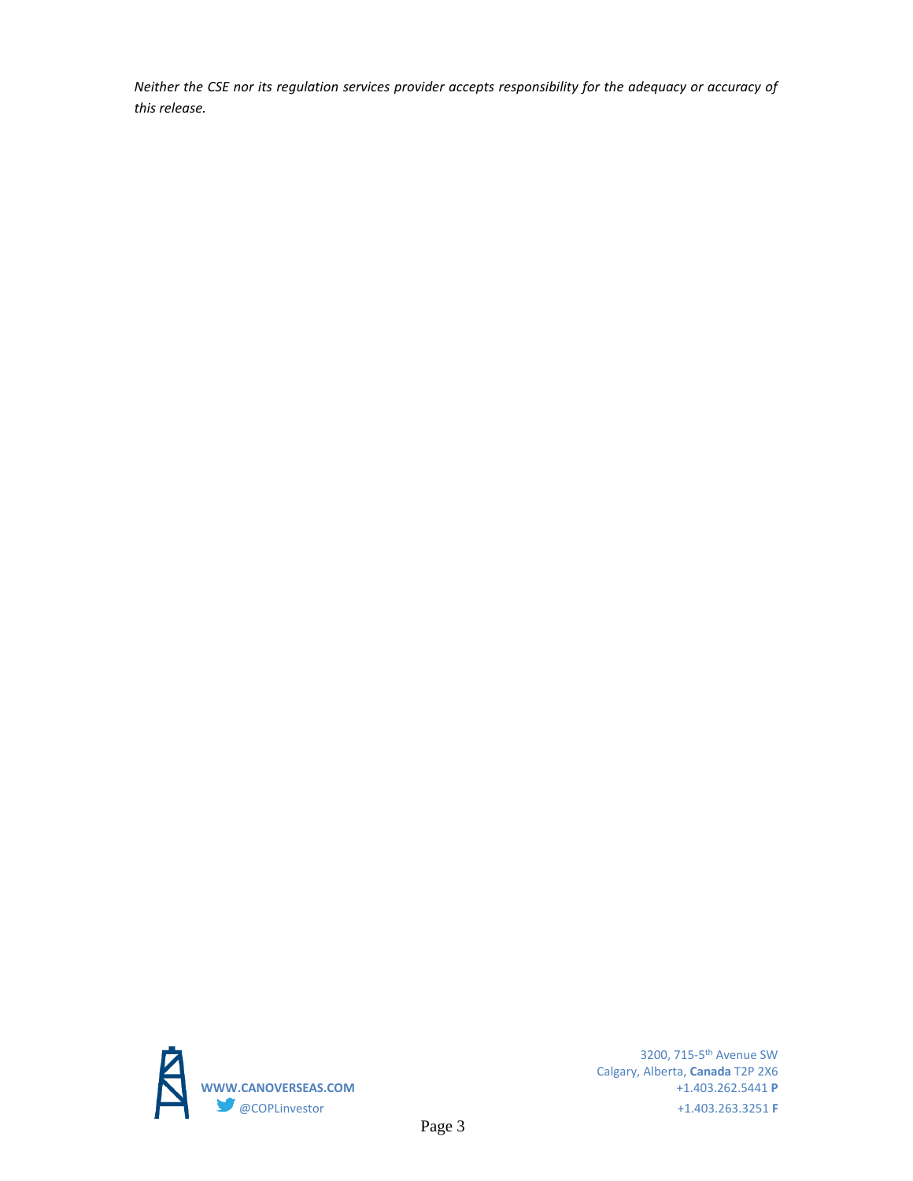*Neither the CSE nor its regulation services provider accepts responsibility for the adequacy or accuracy of this release.*